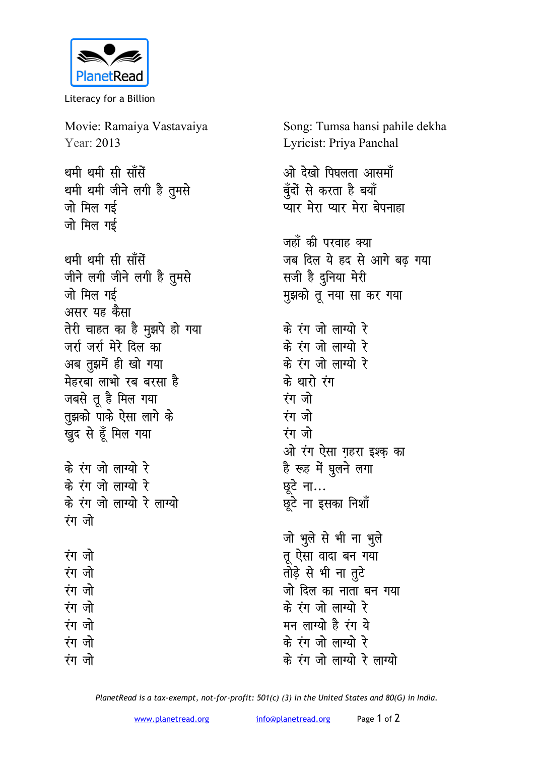PlanetRead

Literacy for a Billion

Movie: Ramaiya Vastavaiya
Year: 2013

Song: Tumsa hansi pahile dekha
Lyricist: Priya Panchal

थमी थमी सी साँसें
थमी थमी जीने लगी है तुमसे
जो मिल गई
जो मिल गई

थमी थमी सी साँसें
जीने लगी जीने लगी है तुमसे
जो मिल गई
असर यह कैसा
तेरी चाहत का है मुझपे हो गया
जर्रा जर्रा मेरे दिल का
अब तुझमें ही खो गया
मेहरबा लाभो रब बरसा है
जबसे तू है मिल गया
तुझको पाके ऐसा लागे के
खुद से हूँ मिल गया

के रंग जो लाग्यो रे
के रंग जो लाग्यो रे
के रंग जो लाग्यो रे लाग्यो
रंग जो

रंग जो
रंग जो
रंग जो
रंग जो
रंग जो
रंग जो
रंग जो

ओ देखो पिघलता आसमाँ
बुँदों से करता है बयाँ
प्यार मेरा प्यार मेरा बेपनाहा

जहाँ की परवाह क्या
जब दिल ये हद से आगे बढ़ गया
सजी है दुनिया मेरी
मुझको तू नया सा कर गया

के रंग जो लाग्यो रे
के रंग जो लाग्यो रे
के रंग जो लाग्यो रे
के थारो रंग
रंग जो
रंग जो
रंग जो
ओ रंग ऐसा ग़हरा इश्क़ का
है रूह में घुलने लगा
छूटे ना...
छूटे ना इसका निशाँ

जो भुले से भी ना भुले
तू ऐसा वादा बन गया
तोड़े से भी ना तुटे
जो दिल का नाता बन गया
के रंग जो लाग्यो रे
मन लाग्यो है रंग ये
के रंग जो लाग्यो रे
के रंग जो लाग्यो रे लाग्यो

*PlanetRead is a tax-exempt, not-for-profit: 501(c) (3) in the United States and 80(G) in India.*

www.planetread.org    info@planetread.org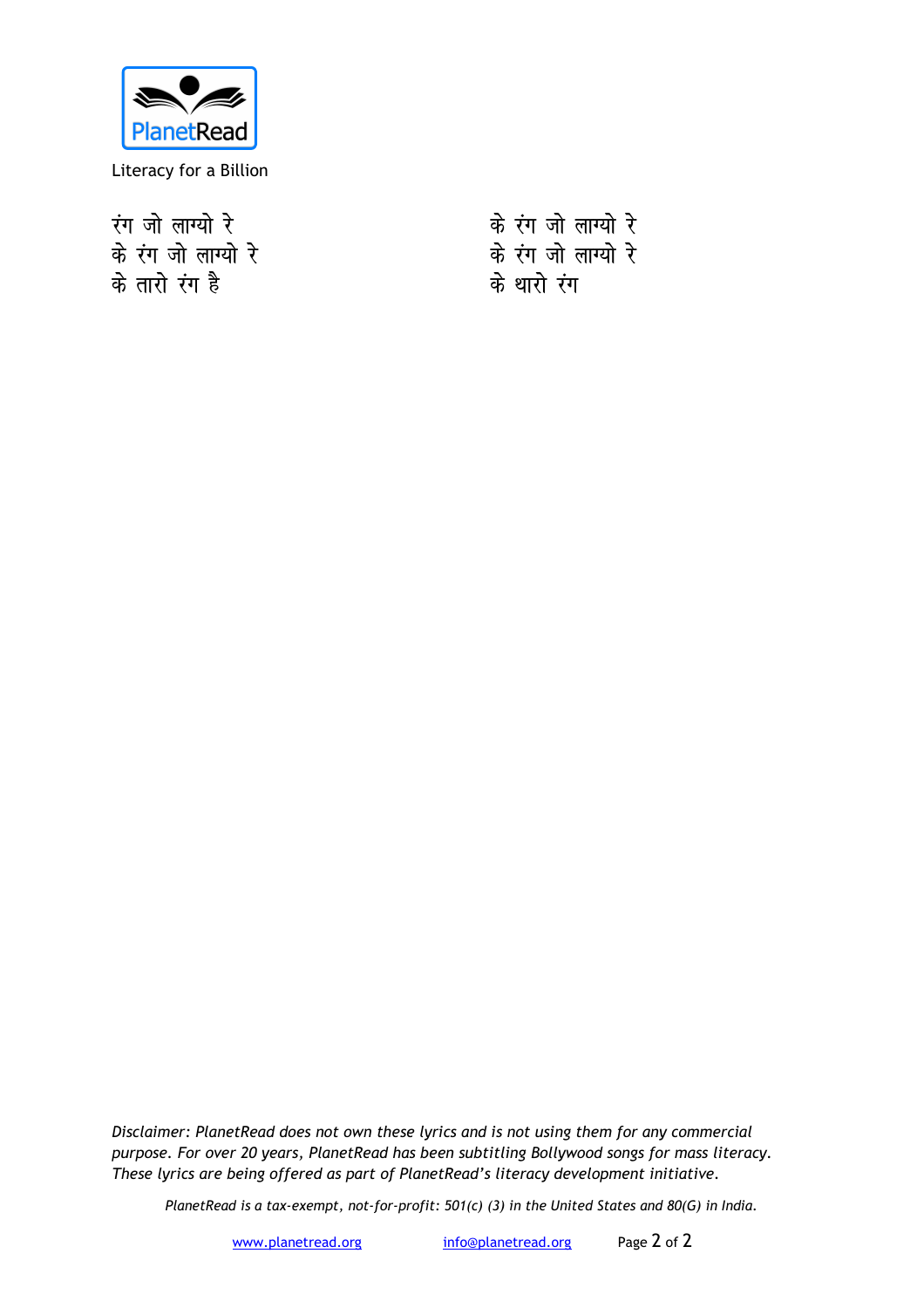Literacy for a Billion

रंग जो लाग्यो रे
के रंग जो लाग्यो रे
के तारो रंग है

के रंग जो लाग्यो रे
के रंग जो लाग्यो रे
के थारो रंग

*Disclaimer: PlanetRead does not own these lyrics and is not using them for any commercial purpose. For over 20 years, PlanetRead has been subtitling Bollywood songs for mass literacy. These lyrics are being offered as part of PlanetRead's literacy development initiative.*

*PlanetRead is a tax-exempt, not-for-profit: 501(c) (3) in the United States and 80(G) in India.*

www.planetread.org info@planetread.org